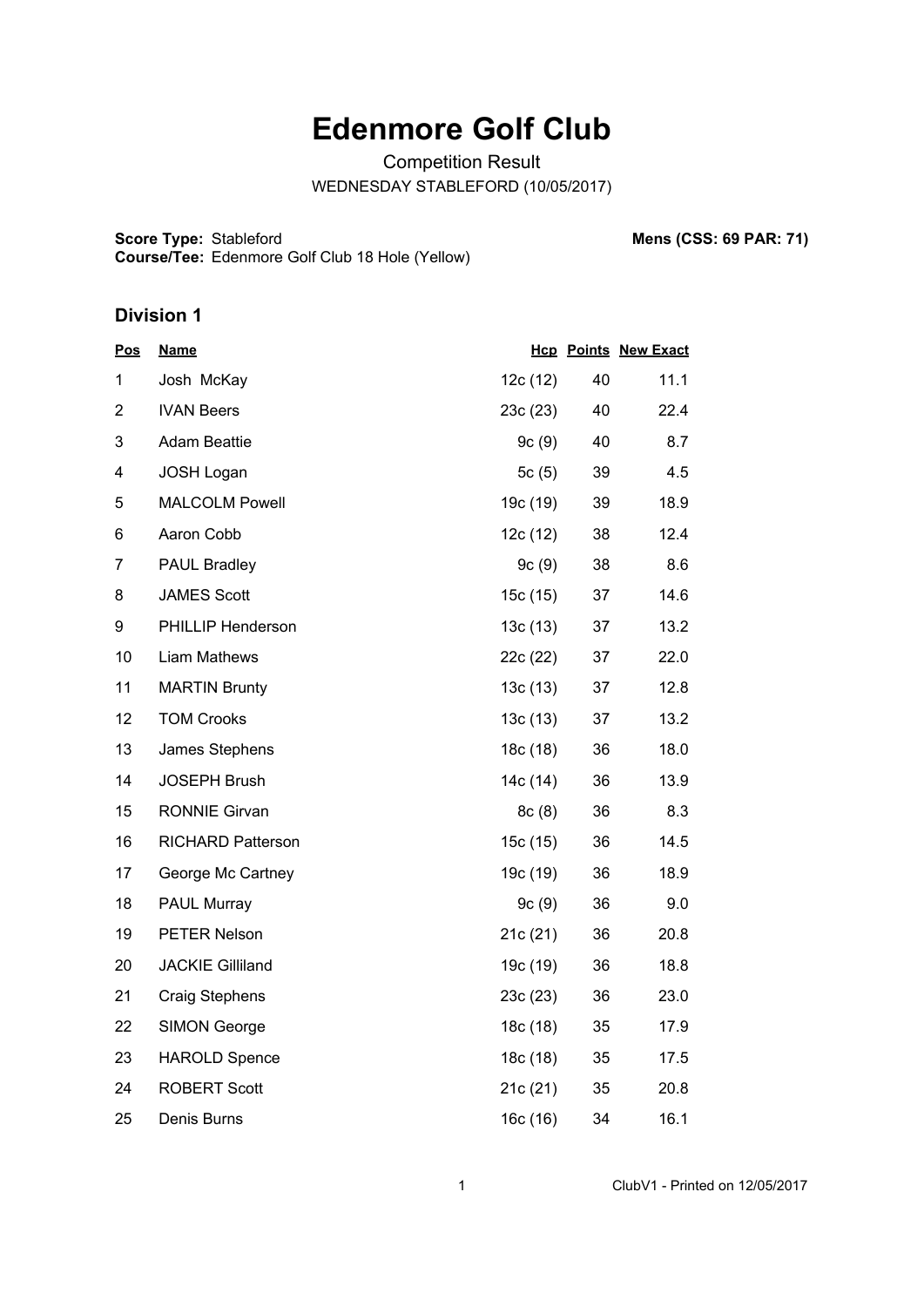# Edenmore Golf Club

Competition Result

WEDNESDAY STABLEFORD (10/05/2017)

**Score Type:** Stableford
**Course/Tee:** Edenmore Golf Club 18 Hole (Yellow)

**Mens (CSS: 69 PAR: 71)**

## Division 1

| Pos | Name | Hcp | Points | New Exact |
|---|---|---|---|---|
| 1 | Josh McKay | 12c (12) | 40 | 11.1 |
| 2 | IVAN Beers | 23c (23) | 40 | 22.4 |
| 3 | Adam Beattie | 9c (9) | 40 | 8.7 |
| 4 | JOSH Logan | 5c (5) | 39 | 4.5 |
| 5 | MALCOLM Powell | 19c (19) | 39 | 18.9 |
| 6 | Aaron Cobb | 12c (12) | 38 | 12.4 |
| 7 | PAUL Bradley | 9c (9) | 38 | 8.6 |
| 8 | JAMES Scott | 15c (15) | 37 | 14.6 |
| 9 | PHILLIP Henderson | 13c (13) | 37 | 13.2 |
| 10 | Liam Mathews | 22c (22) | 37 | 22.0 |
| 11 | MARTIN Brunty | 13c (13) | 37 | 12.8 |
| 12 | TOM Crooks | 13c (13) | 37 | 13.2 |
| 13 | James Stephens | 18c (18) | 36 | 18.0 |
| 14 | JOSEPH Brush | 14c (14) | 36 | 13.9 |
| 15 | RONNIE Girvan | 8c (8) | 36 | 8.3 |
| 16 | RICHARD Patterson | 15c (15) | 36 | 14.5 |
| 17 | George Mc Cartney | 19c (19) | 36 | 18.9 |
| 18 | PAUL Murray | 9c (9) | 36 | 9.0 |
| 19 | PETER Nelson | 21c (21) | 36 | 20.8 |
| 20 | JACKIE Gilliland | 19c (19) | 36 | 18.8 |
| 21 | Craig Stephens | 23c (23) | 36 | 23.0 |
| 22 | SIMON George | 18c (18) | 35 | 17.9 |
| 23 | HAROLD Spence | 18c (18) | 35 | 17.5 |
| 24 | ROBERT Scott | 21c (21) | 35 | 20.8 |
| 25 | Denis Burns | 16c (16) | 34 | 16.1 |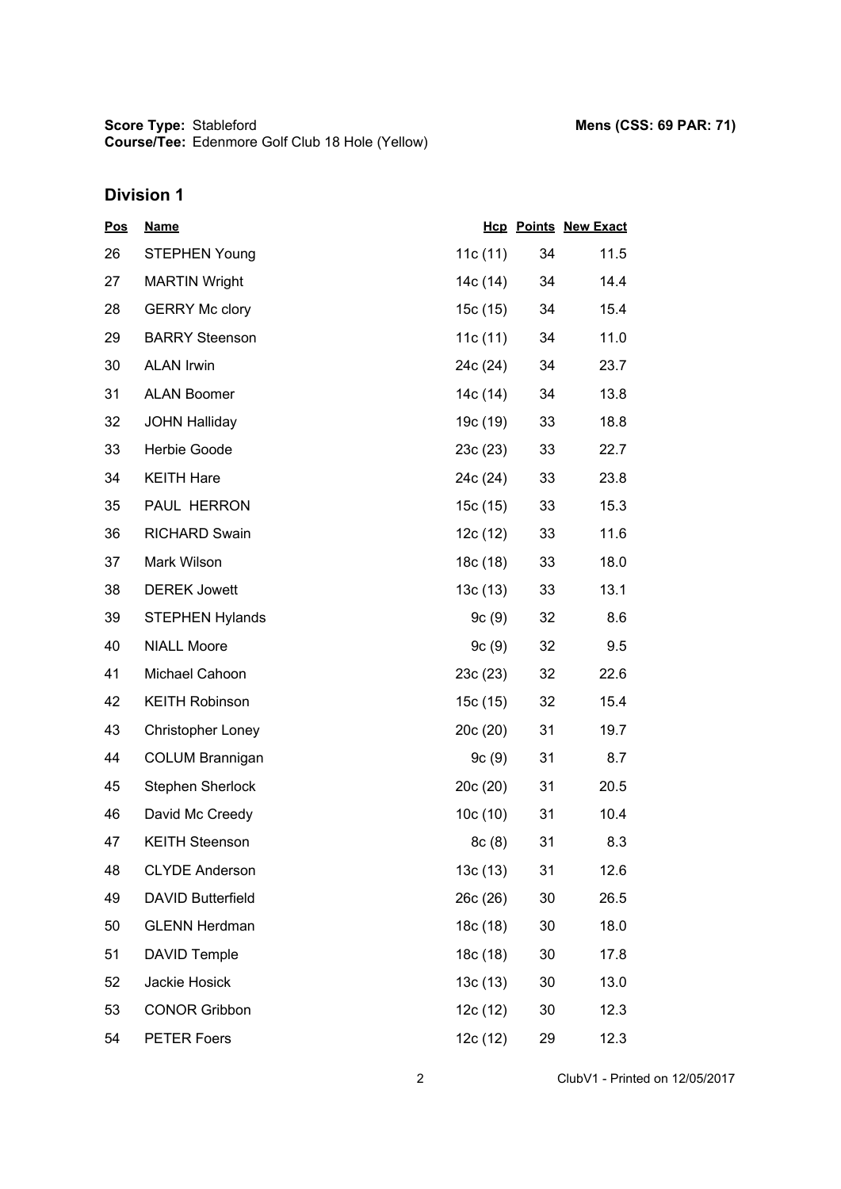**Score Type:** Stableford
**Course/Tee:** Edenmore Golf Club 18 Hole (Yellow)

**Mens (CSS: 69 PAR: 71)**

## Division 1

| Pos | Name | Hcp | Points | New Exact |
|---|---|---|---|---|
| 26 | STEPHEN Young | 11c (11) | 34 | 11.5 |
| 27 | MARTIN Wright | 14c (14) | 34 | 14.4 |
| 28 | GERRY Mc clory | 15c (15) | 34 | 15.4 |
| 29 | BARRY Steenson | 11c (11) | 34 | 11.0 |
| 30 | ALAN Irwin | 24c (24) | 34 | 23.7 |
| 31 | ALAN Boomer | 14c (14) | 34 | 13.8 |
| 32 | JOHN Halliday | 19c (19) | 33 | 18.8 |
| 33 | Herbie Goode | 23c (23) | 33 | 22.7 |
| 34 | KEITH Hare | 24c (24) | 33 | 23.8 |
| 35 | PAUL HERRON | 15c (15) | 33 | 15.3 |
| 36 | RICHARD Swain | 12c (12) | 33 | 11.6 |
| 37 | Mark Wilson | 18c (18) | 33 | 18.0 |
| 38 | DEREK Jowett | 13c (13) | 33 | 13.1 |
| 39 | STEPHEN Hylands | 9c (9) | 32 | 8.6 |
| 40 | NIALL Moore | 9c (9) | 32 | 9.5 |
| 41 | Michael Cahoon | 23c (23) | 32 | 22.6 |
| 42 | KEITH Robinson | 15c (15) | 32 | 15.4 |
| 43 | Christopher Loney | 20c (20) | 31 | 19.7 |
| 44 | COLUM Brannigan | 9c (9) | 31 | 8.7 |
| 45 | Stephen Sherlock | 20c (20) | 31 | 20.5 |
| 46 | David Mc Creedy | 10c (10) | 31 | 10.4 |
| 47 | KEITH Steenson | 8c (8) | 31 | 8.3 |
| 48 | CLYDE Anderson | 13c (13) | 31 | 12.6 |
| 49 | DAVID Butterfield | 26c (26) | 30 | 26.5 |
| 50 | GLENN Herdman | 18c (18) | 30 | 18.0 |
| 51 | DAVID Temple | 18c (18) | 30 | 17.8 |
| 52 | Jackie Hosick | 13c (13) | 30 | 13.0 |
| 53 | CONOR Gribbon | 12c (12) | 30 | 12.3 |
| 54 | PETER Foers | 12c (12) | 29 | 12.3 |

ClubV1 - Printed on 12/05/2017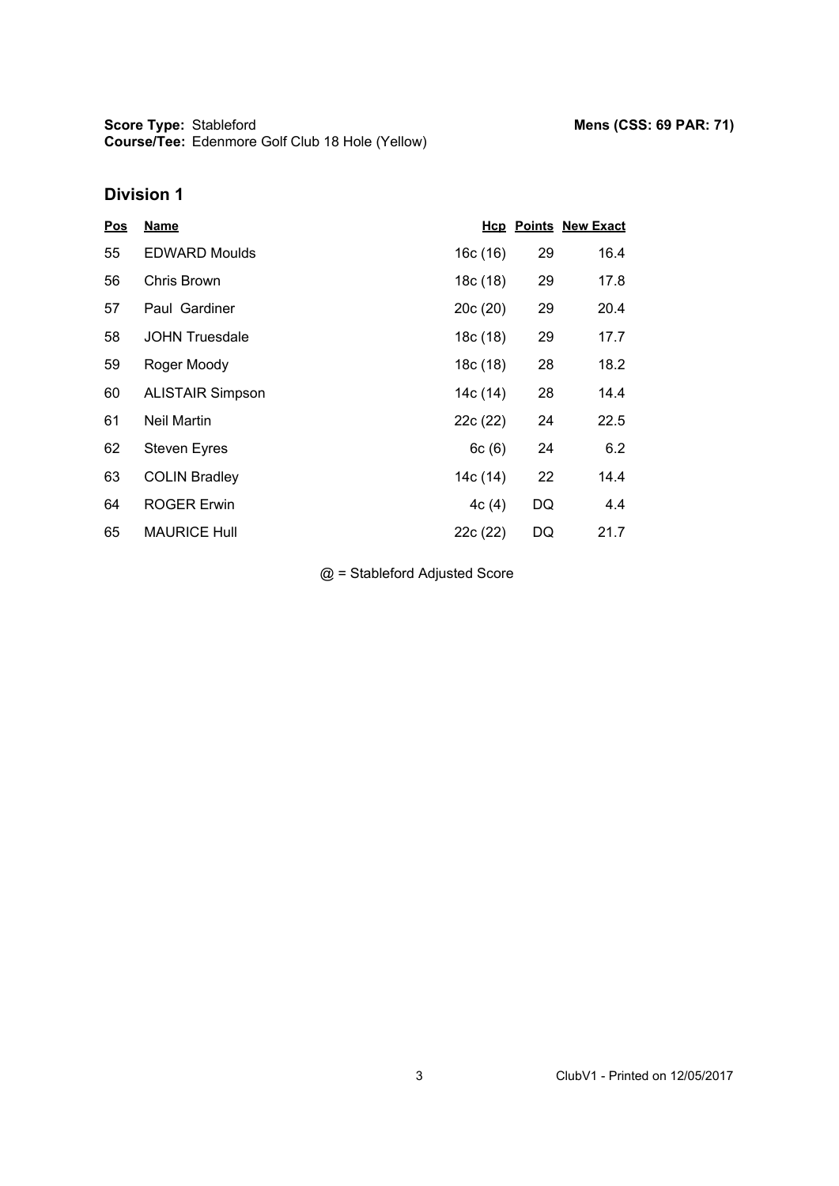**Score Type:** Stableford
**Course/Tee:** Edenmore Golf Club 18 Hole (Yellow)

**Mens (CSS: 69 PAR: 71)**

## Division 1

| Pos | Name | Hcp | Points | New Exact |
|---|---|---|---|---|
| 55 | EDWARD Moulds | 16c (16) | 29 | 16.4 |
| 56 | Chris Brown | 18c (18) | 29 | 17.8 |
| 57 | Paul Gardiner | 20c (20) | 29 | 20.4 |
| 58 | JOHN Truesdale | 18c (18) | 29 | 17.7 |
| 59 | Roger Moody | 18c (18) | 28 | 18.2 |
| 60 | ALISTAIR Simpson | 14c (14) | 28 | 14.4 |
| 61 | Neil Martin | 22c (22) | 24 | 22.5 |
| 62 | Steven Eyres | 6c (6) | 24 | 6.2 |
| 63 | COLIN Bradley | 14c (14) | 22 | 14.4 |
| 64 | ROGER Erwin | 4c (4) | DQ | 4.4 |
| 65 | MAURICE Hull | 22c (22) | DQ | 21.7 |

@ = Stableford Adjusted Score

ClubV1 - Printed on 12/05/2017